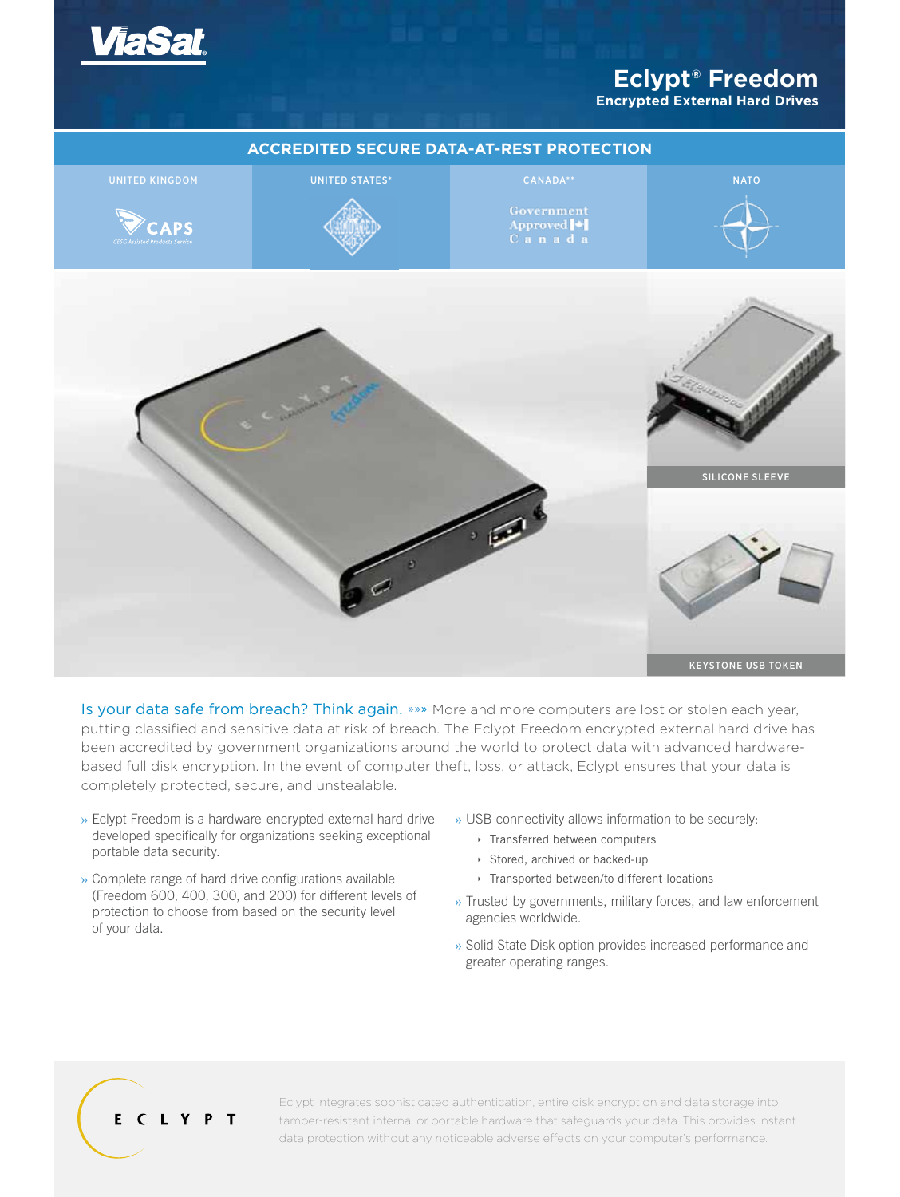ViaSat

# Eclypt® Freedom

**Encrypted External Hard Drives**

## ACCREDITED SECURE DATA-AT-REST PROTECTION

| UNITED KINGDOM | UNITED STATES* | CANADA** | NATO |
| --- | --- | --- | --- |
| CAPS CESG Assisted Products Service | | Government Approved Canada | |

SILICONE SLEEVE

KEYSTONE USB TOKEN

Is your data safe from breach? Think again. »»» More and more computers are lost or stolen each year, putting classified and sensitive data at risk of breach. The Eclypt Freedom encrypted external hard drive has been accredited by government organizations around the world to protect data with advanced hardware-based full disk encryption. In the event of computer theft, loss, or attack, Eclypt ensures that your data is completely protected, secure, and unstealable.

- Eclypt Freedom is a hardware-encrypted external hard drive developed specifically for organizations seeking exceptional portable data security.
- Complete range of hard drive configurations available (Freedom 600, 400, 300, and 200) for different levels of protection to choose from based on the security level of your data.
- USB connectivity allows information to be securely:
  - Transferred between computers
  - Stored, archived or backed-up
  - Transported between/to different locations
- Trusted by governments, military forces, and law enforcement agencies worldwide.
- Solid State Disk option provides increased performance and greater operating ranges.

ECLYPT

Eclypt integrates sophisticated authentication, entire disk encryption and data storage into tamper-resistant internal or portable hardware that safeguards your data. This provides instant data protection without any noticeable adverse effects on your computer's performance.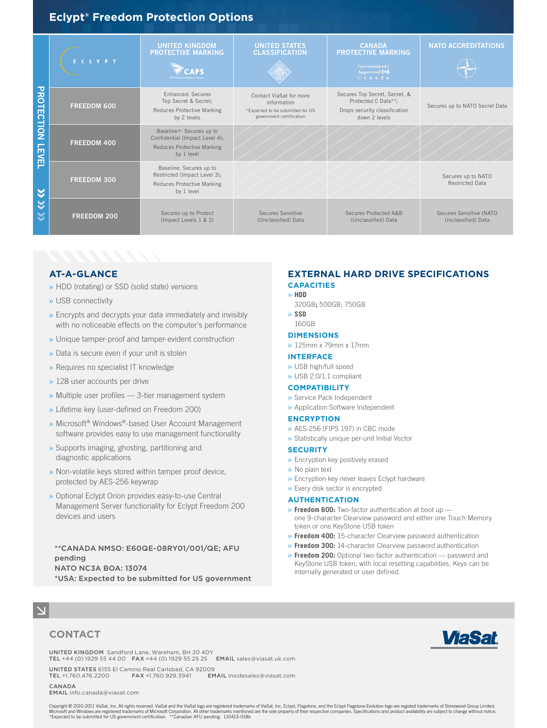## Eclypt® Freedom Protection Options

| PROTECTION LEVEL | UNITED KINGDOM PROTECTIVE MARKING (CAPS) | UNITED STATES CLASSIFICATION | CANADA PROTECTIVE MARKING | NATO ACCREDITATIONS |
|---|---|---|---|---|
| **FREEDOM 600** | Enhanced: Secures Top Secret & Secret; Reduces Protective Marking by 2 levels | Contact ViaSat for more information *Expected to be submitted for US government certification | Secures Top Secret, Secret, & Protected C Data**; Drops security classification down 2 levels | Secures up to NATO Secret Data |
| **FREEDOM 400** | Baseline+: Secures up to Confidential (Impact Level 4); Reduces Protective Marking by 1 level | | | |
| **FREEDOM 300** | Baseline: Secures up to Restricted (Impact Level 3); Reduces Protective Marking by 1 level | | | Secures up to NATO Restricted Data |
| **FREEDOM 200** | Secures up to Protect (Impact Levels 1 & 2) | Secures Sensitive (Unclassified) Data | Secures Protected A&B (Unclassified) Data | Secures Sensitive (NATO Unclassified) Data |

## AT-A-GLANCE

- HDD (rotating) or SSD (solid state) versions
- USB connectivity
- Encrypts and decrypts your data immediately and invisibly with no noticeable effects on the computer's performance
- Unique tamper-proof and tamper-evident construction
- Data is secure even if your unit is stolen
- Requires no specialist IT knowledge
- 128 user accounts per drive
- Multiple user profiles — 3-tier management system
- Lifetime key (user-defined on Freedom 200)
- Microsoft® Windows®-based User Account Management software provides easy to use management functionality
- Supports imaging, ghosting, partitioning and diagnostic applications
- Non-volatile keys stored within tamper proof device, protected by AES-256 keywrap
- Optional Eclypt Orion provides easy-to-use Central Management Server functionality for Eclypt Freedom 200 devices and users

**CANADA NMSO: E60QE-08RY01/001/QE; AFU pending
NATO NC3A BOA: 13074
*USA: Expected to be submitted for US government

## EXTERNAL HARD DRIVE SPECIFICATIONS

### CAPACITIES

- **HDD**
  320GB; 500GB; 750GB
- **SSD**
  160GB

### DIMENSIONS

- 125mm x 79mm x 17mm

### INTERFACE

- USB high/full speed
- USB 2.0/1.1 compliant

### COMPATIBILITY

- Service Pack Independent
- Application Software Independent

### ENCRYPTION

- AES-256 (FIPS 197) in CBC mode
- Statistically unique per-unit Initial Vector

### SECURITY

- Encryption key positively erased
- No plain text
- Encryption key never leaves Eclypt hardware
- Every disk sector is encrypted

### AUTHENTICATION

- **Freedom 600:** Two-factor authentication at boot up — one 9-character Clearview password and either one Touch Memory token or one KeyStone USB token
- **Freedom 400:** 15-character Clearview password authentication
- **Freedom 300:** 14-character Clearview password authentication
- **Freedom 200:** Optional two-factor authentication — password and KeyStone USB token, with local resetting capabilities. Keys can be internally generated or user defined.

## CONTACT

**UNITED KINGDOM** Sandford Lane, Wareham, BH 20 4DY
**TEL** +44 (0) 1929 55 44 00 **FAX** +44 (0) 1929 55 25 25 **EMAIL** sales@viasat.uk.com

**UNITED STATES** 6155 El Camino Real Carlsbad, CA 92009
**TEL** +1.760.476.2200 **FAX** +1.760.929.3941 **EMAIL** insidesales@viasat.com

**CANADA**
**EMAIL** info.canada@viasat.com

ViaSat

Copyright © 2010-2011 ViaSat, Inc. All rights reserved. ViaSat and the ViaSat logo are registered trademarks of ViaSat, Inc. Eclypt, Flagstone, and the Eclypt Flagstone Evolution logo are registed trademarks of Stonewood Group Limited. Microsoft and Windows are registered trademarks of Microsoft Corporation. All other trademarks mentioned are the sole property of their respective companies. Specifications and product availability are subject to change without notice. *Expected to be submitted for US government certification. **Canadian AFU pending. 110413-018b